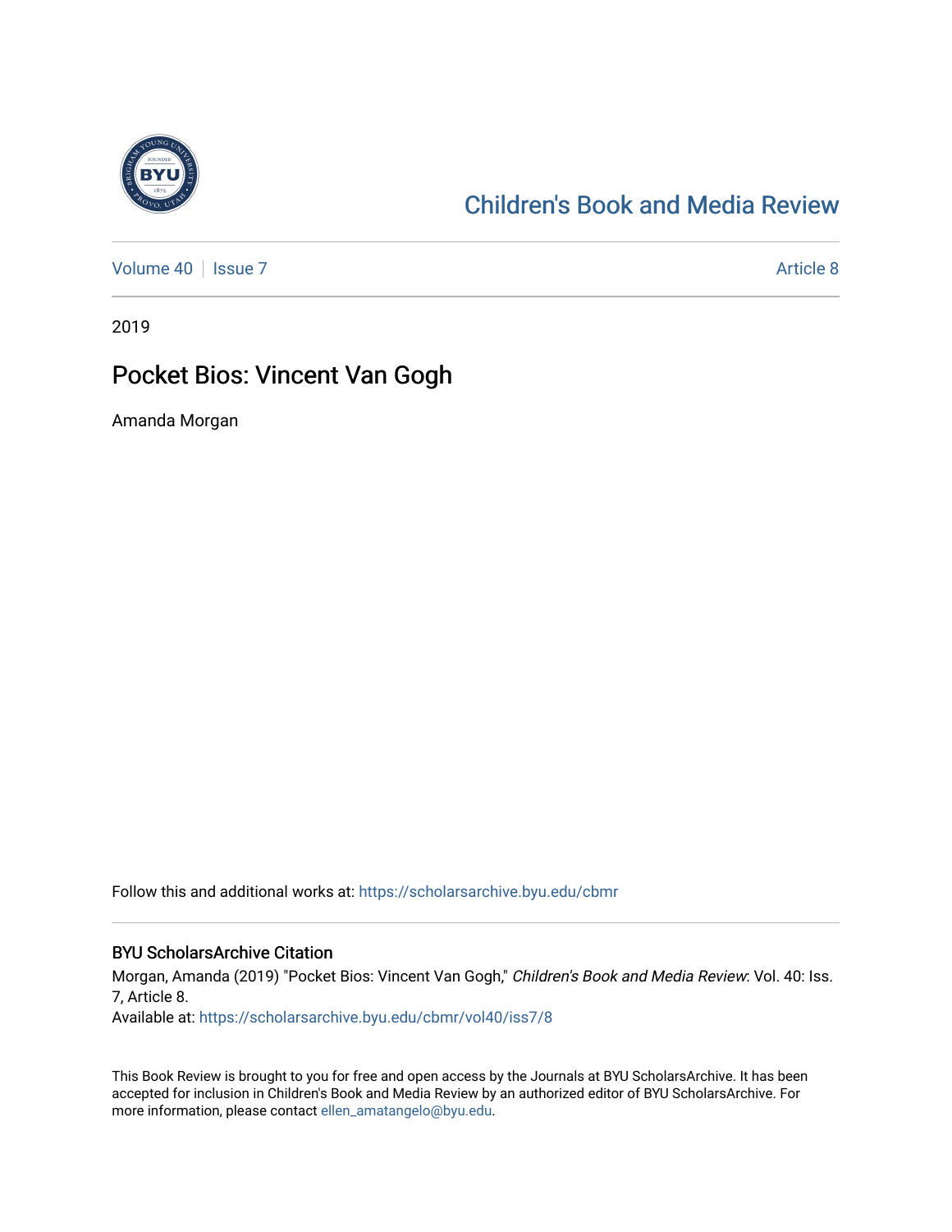Children's Book and Media Review

Volume 40 | Issue 7 — Article 8

2019

# Pocket Bios: Vincent Van Gogh

Amanda Morgan

Follow this and additional works at: https://scholarsarchive.byu.edu/cbmr

## BYU ScholarsArchive Citation

Morgan, Amanda (2019) "Pocket Bios: Vincent Van Gogh," *Children's Book and Media Review*: Vol. 40: Iss. 7, Article 8.
Available at: https://scholarsarchive.byu.edu/cbmr/vol40/iss7/8

This Book Review is brought to you for free and open access by the Journals at BYU ScholarsArchive. It has been accepted for inclusion in Children's Book and Media Review by an authorized editor of BYU ScholarsArchive. For more information, please contact ellen_amatangelo@byu.edu.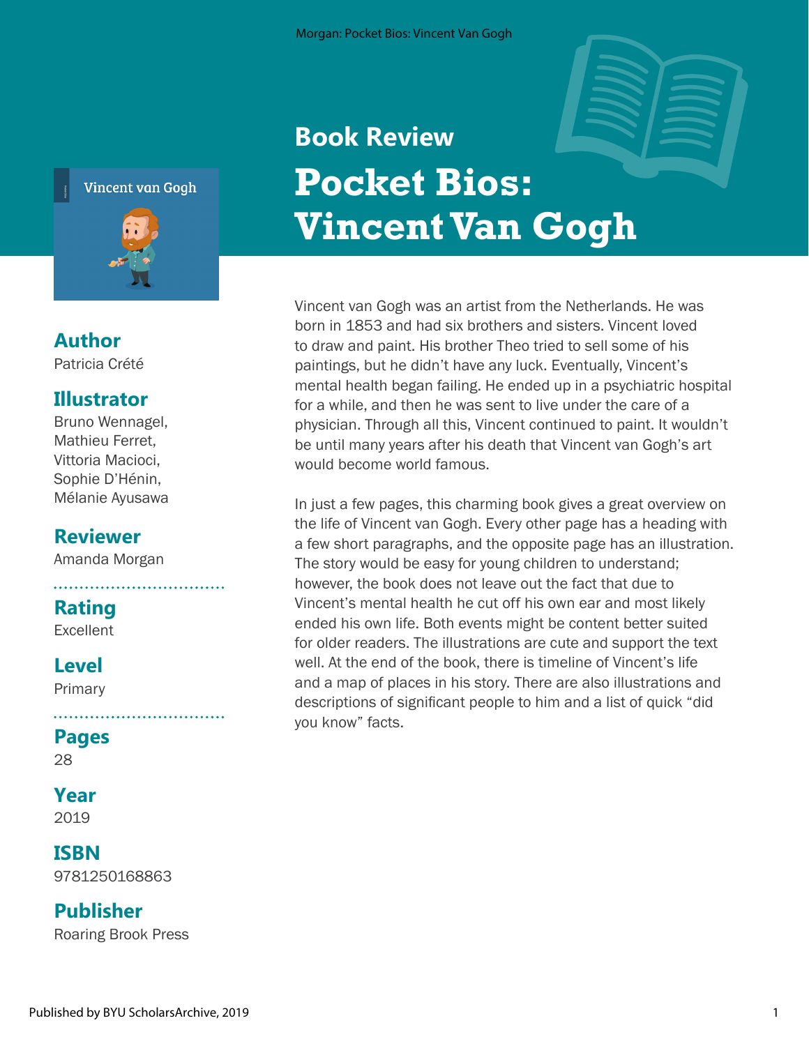## Book Review

# Pocket Bios: Vincent Van Gogh

**Author**
Patricia Crété

**Illustrator**
Bruno Wennagel,
Mathieu Ferret,
Vittoria Macioci,
Sophie D'Hénin,
Mélanie Ayusawa

**Reviewer**
Amanda Morgan

**Rating**
Excellent

**Level**
Primary

**Pages**
28

**Year**
2019

**ISBN**
9781250168863

**Publisher**
Roaring Brook Press

Vincent van Gogh was an artist from the Netherlands. He was born in 1853 and had six brothers and sisters. Vincent loved to draw and paint. His brother Theo tried to sell some of his paintings, but he didn't have any luck. Eventually, Vincent's mental health began failing. He ended up in a psychiatric hospital for a while, and then he was sent to live under the care of a physician. Through all this, Vincent continued to paint. It wouldn't be until many years after his death that Vincent van Gogh's art would become world famous.

In just a few pages, this charming book gives a great overview on the life of Vincent van Gogh. Every other page has a heading with a few short paragraphs, and the opposite page has an illustration. The story would be easy for young children to understand; however, the book does not leave out the fact that due to Vincent's mental health he cut off his own ear and most likely ended his own life. Both events might be content better suited for older readers. The illustrations are cute and support the text well. At the end of the book, there is timeline of Vincent's life and a map of places in his story. There are also illustrations and descriptions of significant people to him and a list of quick "did you know" facts.